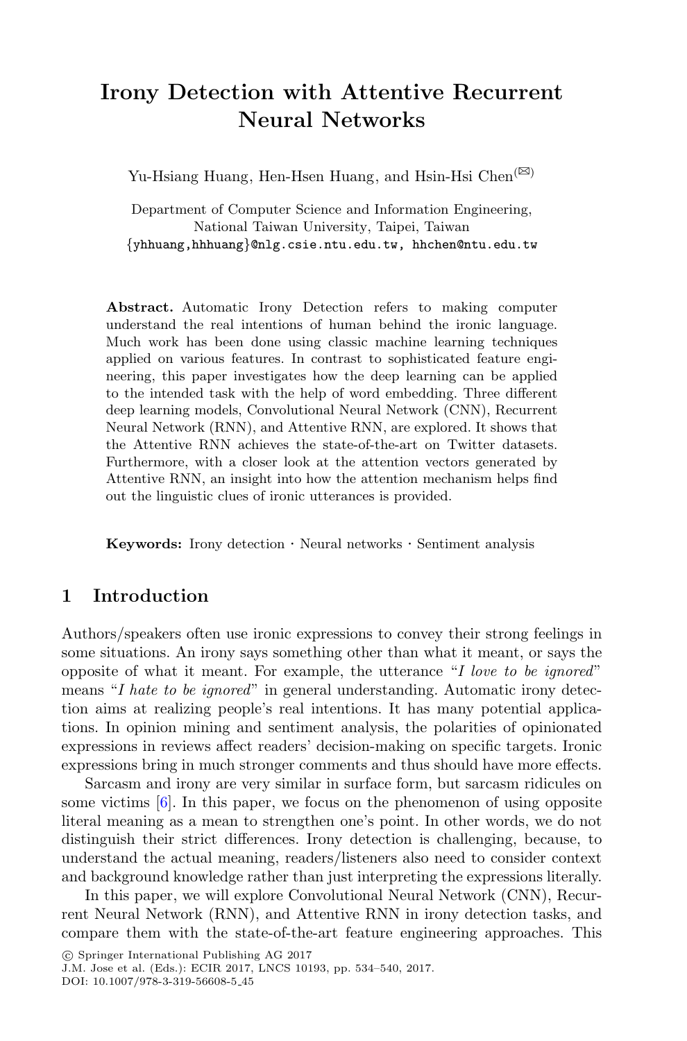# Irony Detection with Attentive Recurrent Neural Networks

Yu-Hsiang Huang, Hen-Hsen Huang, and Hsin-Hsi Chen(✉)

Department of Computer Science and Information Engineering,
National Taiwan University, Taipei, Taiwan
{yhhuang,hhhuang}@nlg.csie.ntu.edu.tw, hhchen@ntu.edu.tw

**Abstract.** Automatic Irony Detection refers to making computer understand the real intentions of human behind the ironic language. Much work has been done using classic machine learning techniques applied on various features. In contrast to sophisticated feature engineering, this paper investigates how the deep learning can be applied to the intended task with the help of word embedding. Three different deep learning models, Convolutional Neural Network (CNN), Recurrent Neural Network (RNN), and Attentive RNN, are explored. It shows that the Attentive RNN achieves the state-of-the-art on Twitter datasets. Furthermore, with a closer look at the attention vectors generated by Attentive RNN, an insight into how the attention mechanism helps find out the linguistic clues of ironic utterances is provided.

**Keywords:** Irony detection · Neural networks · Sentiment analysis

## 1 Introduction

Authors/speakers often use ironic expressions to convey their strong feelings in some situations. An irony says something other than what it meant, or says the opposite of what it meant. For example, the utterance "*I love to be ignored*" means "*I hate to be ignored*" in general understanding. Automatic irony detection aims at realizing people's real intentions. It has many potential applications. In opinion mining and sentiment analysis, the polarities of opinionated expressions in reviews affect readers' decision-making on specific targets. Ironic expressions bring in much stronger comments and thus should have more effects.

Sarcasm and irony are very similar in surface form, but sarcasm ridicules on some victims [6]. In this paper, we focus on the phenomenon of using opposite literal meaning as a mean to strengthen one's point. In other words, we do not distinguish their strict differences. Irony detection is challenging, because, to understand the actual meaning, readers/listeners also need to consider context and background knowledge rather than just interpreting the expressions literally.

In this paper, we will explore Convolutional Neural Network (CNN), Recurrent Neural Network (RNN), and Attentive RNN in irony detection tasks, and compare them with the state-of-the-art feature engineering approaches. This

© Springer International Publishing AG 2017
J.M. Jose et al. (Eds.): ECIR 2017, LNCS 10193, pp. 534–540, 2017.
DOI: 10.1007/978-3-319-56608-5_45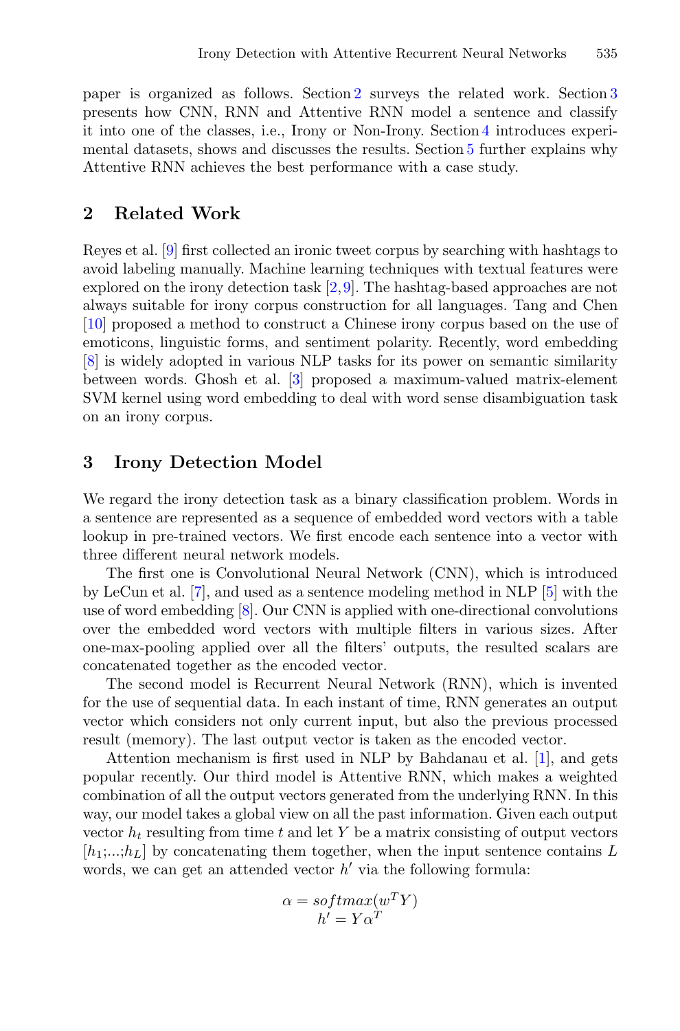paper is organized as follows. Section 2 surveys the related work. Section 3 presents how CNN, RNN and Attentive RNN model a sentence and classify it into one of the classes, i.e., Irony or Non-Irony. Section 4 introduces experimental datasets, shows and discusses the results. Section 5 further explains why Attentive RNN achieves the best performance with a case study.

## 2 Related Work

Reyes et al. [9] first collected an ironic tweet corpus by searching with hashtags to avoid labeling manually. Machine learning techniques with textual features were explored on the irony detection task [2,9]. The hashtag-based approaches are not always suitable for irony corpus construction for all languages. Tang and Chen [10] proposed a method to construct a Chinese irony corpus based on the use of emoticons, linguistic forms, and sentiment polarity. Recently, word embedding [8] is widely adopted in various NLP tasks for its power on semantic similarity between words. Ghosh et al. [3] proposed a maximum-valued matrix-element SVM kernel using word embedding to deal with word sense disambiguation task on an irony corpus.

## 3 Irony Detection Model

We regard the irony detection task as a binary classification problem. Words in a sentence are represented as a sequence of embedded word vectors with a table lookup in pre-trained vectors. We first encode each sentence into a vector with three different neural network models.

The first one is Convolutional Neural Network (CNN), which is introduced by LeCun et al. [7], and used as a sentence modeling method in NLP [5] with the use of word embedding [8]. Our CNN is applied with one-directional convolutions over the embedded word vectors with multiple filters in various sizes. After one-max-pooling applied over all the filters' outputs, the resulted scalars are concatenated together as the encoded vector.

The second model is Recurrent Neural Network (RNN), which is invented for the use of sequential data. In each instant of time, RNN generates an output vector which considers not only current input, but also the previous processed result (memory). The last output vector is taken as the encoded vector.

Attention mechanism is first used in NLP by Bahdanau et al. [1], and gets popular recently. Our third model is Attentive RNN, which makes a weighted combination of all the output vectors generated from the underlying RNN. In this way, our model takes a global view on all the past information. Given each output vector $h_t$ resulting from time $t$ and let $Y$ be a matrix consisting of output vectors $[h_1;...;h_L]$ by concatenating them together, when the input sentence contains $L$ words, we can get an attended vector $h'$ via the following formula:

$$\alpha = softmax(w^T Y)$$
$$h' = Y\alpha^T$$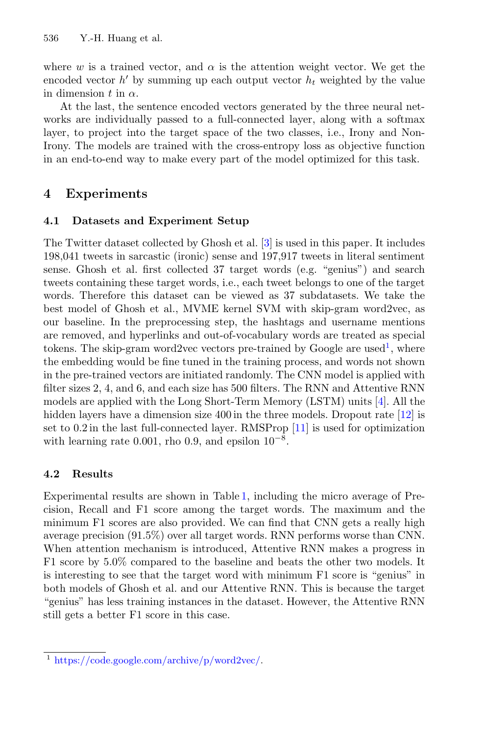where $w$ is a trained vector, and $\alpha$ is the attention weight vector. We get the encoded vector $h'$ by summing up each output vector $h_t$ weighted by the value in dimension $t$ in $\alpha$.

At the last, the sentence encoded vectors generated by the three neural networks are individually passed to a full-connected layer, along with a softmax layer, to project into the target space of the two classes, i.e., Irony and Non-Irony. The models are trained with the cross-entropy loss as objective function in an end-to-end way to make every part of the model optimized for this task.

## 4 Experiments

### 4.1 Datasets and Experiment Setup

The Twitter dataset collected by Ghosh et al. [3] is used in this paper. It includes 198,041 tweets in sarcastic (ironic) sense and 197,917 tweets in literal sentiment sense. Ghosh et al. first collected 37 target words (e.g. "genius") and search tweets containing these target words, i.e., each tweet belongs to one of the target words. Therefore this dataset can be viewed as 37 subdatasets. We take the best model of Ghosh et al., MVME kernel SVM with skip-gram word2vec, as our baseline. In the preprocessing step, the hashtags and username mentions are removed, and hyperlinks and out-of-vocabulary words are treated as special tokens. The skip-gram word2vec vectors pre-trained by Google are used[1], where the embedding would be fine tuned in the training process, and words not shown in the pre-trained vectors are initiated randomly. The CNN model is applied with filter sizes 2, 4, and 6, and each size has 500 filters. The RNN and Attentive RNN models are applied with the Long Short-Term Memory (LSTM) units [4]. All the hidden layers have a dimension size 400 in the three models. Dropout rate [12] is set to 0.2 in the last full-connected layer. RMSProp [11] is used for optimization with learning rate 0.001, rho 0.9, and epsilon $10^{-8}$.

### 4.2 Results

Experimental results are shown in Table 1, including the micro average of Precision, Recall and F1 score among the target words. The maximum and the minimum F1 scores are also provided. We can find that CNN gets a really high average precision (91.5%) over all target words. RNN performs worse than CNN. When attention mechanism is introduced, Attentive RNN makes a progress in F1 score by 5.0% compared to the baseline and beats the other two models. It is interesting to see that the target word with minimum F1 score is "genius" in both models of Ghosh et al. and our Attentive RNN. This is because the target "genius" has less training instances in the dataset. However, the Attentive RNN still gets a better F1 score in this case.

[1] https://code.google.com/archive/p/word2vec/.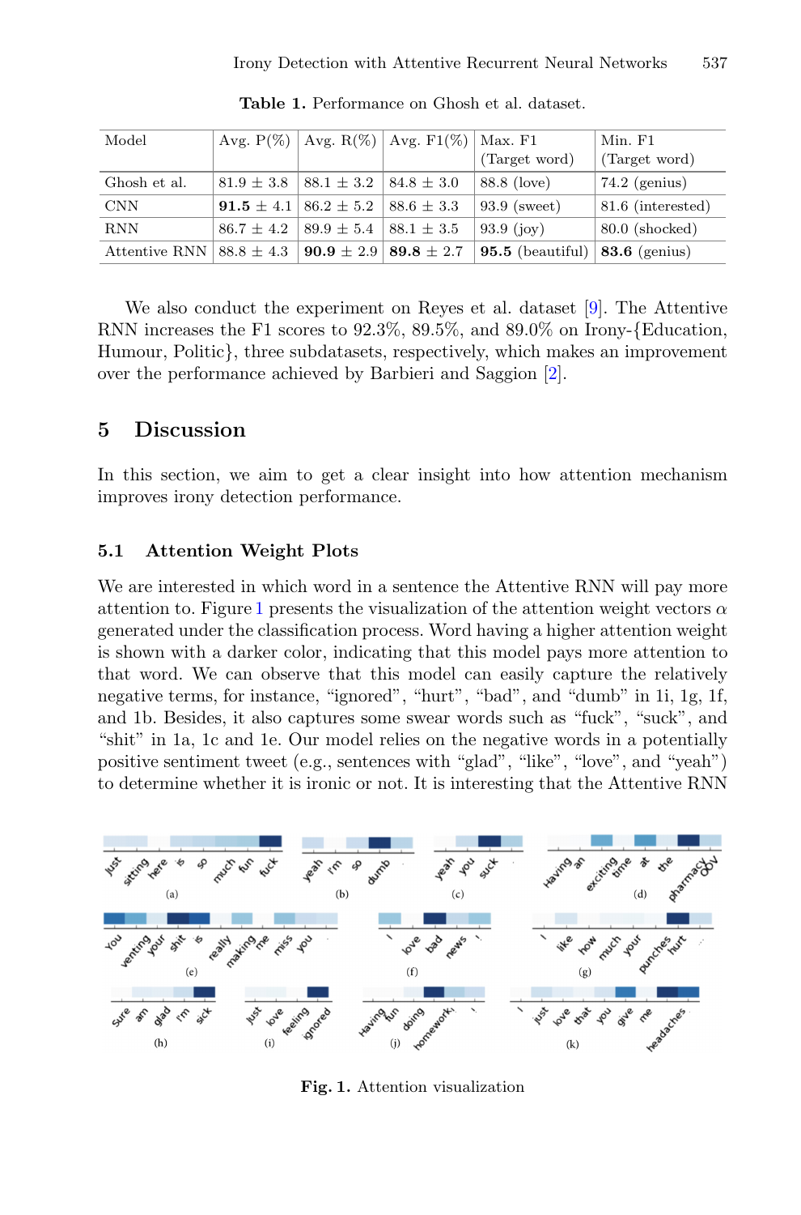**Table 1.** Performance on Ghosh et al. dataset.

| Model | Avg. P(%) | Avg. R(%) | Avg. F1(%) | Max. F1 (Target word) | Min. F1 (Target word) |
|---|---|---|---|---|---|
| Ghosh et al. | 81.9 ± 3.8 | 88.1 ± 3.2 | 84.8 ± 3.0 | 88.8 (love) | 74.2 (genius) |
| CNN | **91.5** ± 4.1 | 86.2 ± 5.2 | 88.6 ± 3.3 | 93.9 (sweet) | 81.6 (interested) |
| RNN | 86.7 ± 4.2 | 89.9 ± 5.4 | 88.1 ± 3.5 | 93.9 (joy) | 80.0 (shocked) |
| Attentive RNN | 88.8 ± 4.3 | **90.9** ± 2.9 | **89.8** ± 2.7 | **95.5** (beautiful) | **83.6** (genius) |

We also conduct the experiment on Reyes et al. dataset [9]. The Attentive RNN increases the F1 scores to 92.3%, 89.5%, and 89.0% on Irony-{Education, Humour, Politic}, three subdatasets, respectively, which makes an improvement over the performance achieved by Barbieri and Saggion [2].

## 5 Discussion

In this section, we aim to get a clear insight into how attention mechanism improves irony detection performance.

### 5.1 Attention Weight Plots

We are interested in which word in a sentence the Attentive RNN will pay more attention to. Figure 1 presents the visualization of the attention weight vectors $\alpha$ generated under the classification process. Word having a higher attention weight is shown with a darker color, indicating that this model pays more attention to that word. We can observe that this model can easily capture the relatively negative terms, for instance, "ignored", "hurt", "bad", and "dumb" in 1i, 1g, 1f, and 1b. Besides, it also captures some swear words such as "fuck", "suck", and "shit" in 1a, 1c and 1e. Our model relies on the negative words in a potentially positive sentiment tweet (e.g., sentences with "glad", "like", "love", and "yeah") to determine whether it is ironic or not. It is interesting that the Attentive RNN

**Fig. 1.** Attention visualization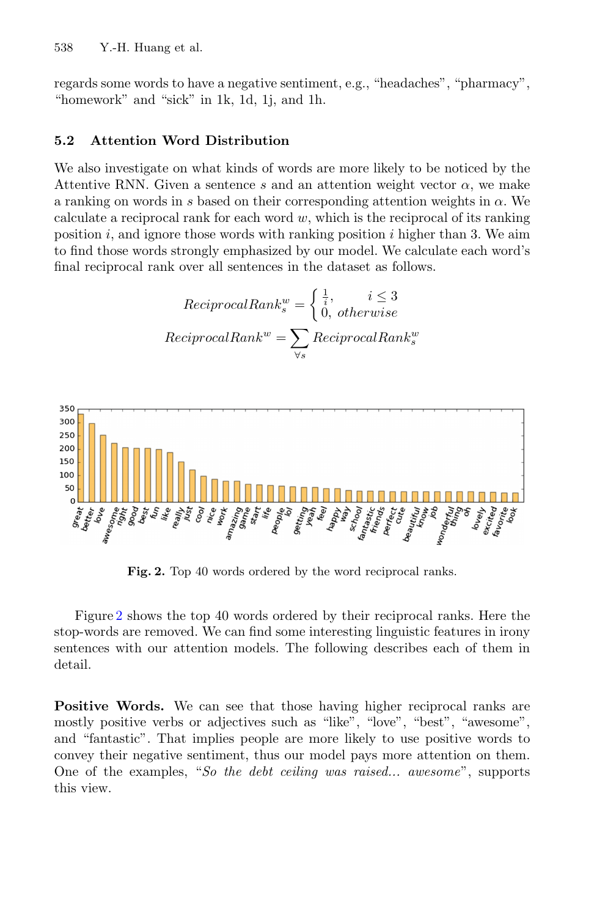regards some words to have a negative sentiment, e.g., "headaches", "pharmacy", "homework" and "sick" in 1k, 1d, 1j, and 1h.

### 5.2 Attention Word Distribution

We also investigate on what kinds of words are more likely to be noticed by the Attentive RNN. Given a sentence $s$ and an attention weight vector $\alpha$, we make a ranking on words in $s$ based on their corresponding attention weights in $\alpha$. We calculate a reciprocal rank for each word $w$, which is the reciprocal of its ranking position $i$, and ignore those words with ranking position $i$ higher than 3. We aim to find those words strongly emphasized by our model. We calculate each word's final reciprocal rank over all sentences in the dataset as follows.

$$ReciprocalRank_s^w = \begin{cases} \frac{1}{i}, & i \leq 3 \\ 0, & otherwise \end{cases}$$

$$ReciprocalRank^w = \sum_{\forall s} ReciprocalRank_s^w$$

**Fig. 2.** Top 40 words ordered by the word reciprocal ranks.

Figure 2 shows the top 40 words ordered by their reciprocal ranks. Here the stop-words are removed. We can find some interesting linguistic features in irony sentences with our attention models. The following describes each of them in detail.

**Positive Words.** We can see that those having higher reciprocal ranks are mostly positive verbs or adjectives such as "like", "love", "best", "awesome", and "fantastic". That implies people are more likely to use positive words to convey their negative sentiment, thus our model pays more attention on them. One of the examples, "*So the debt ceiling was raised... awesome*", supports this view.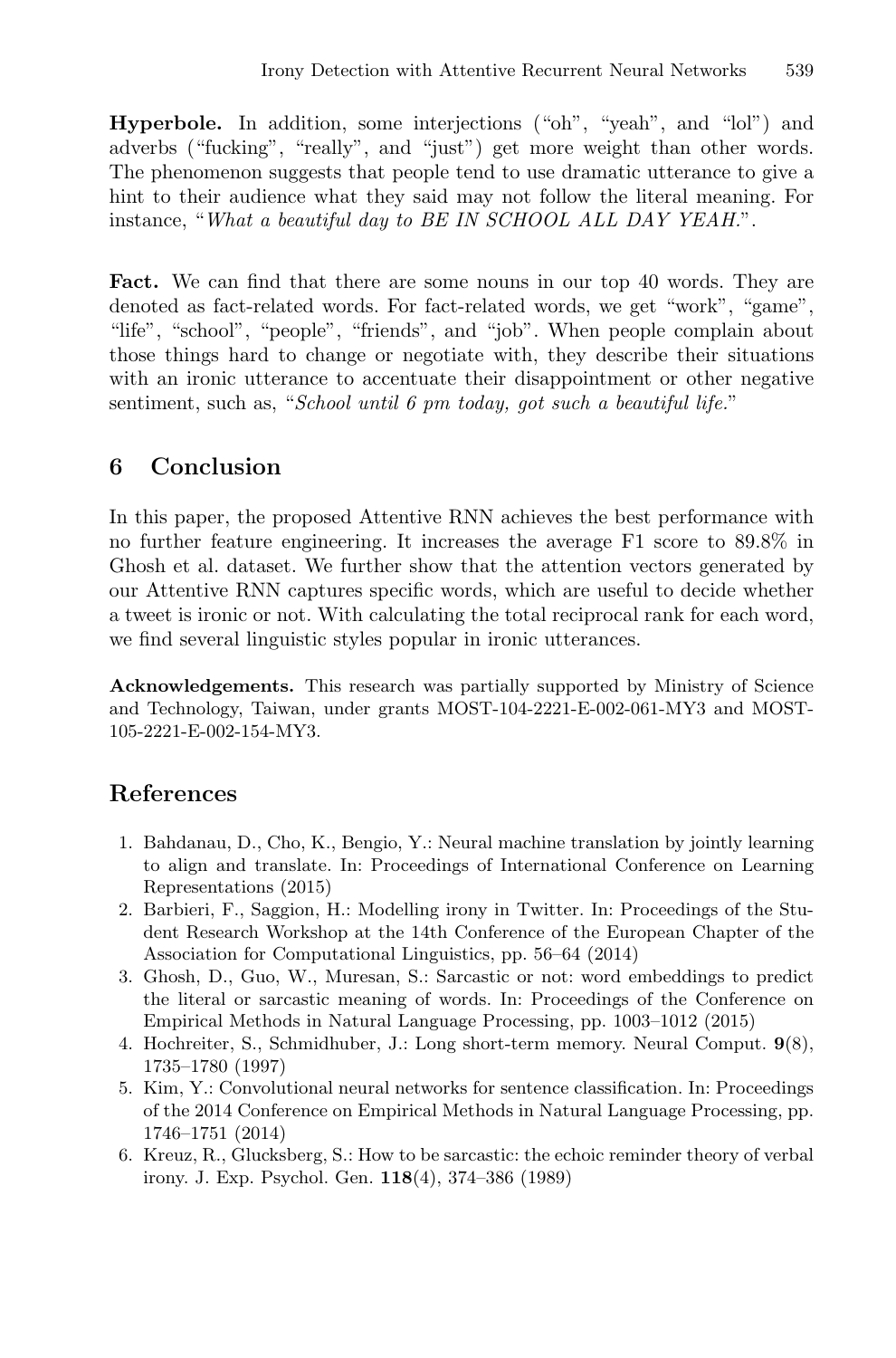**Hyperbole.** In addition, some interjections ("oh", "yeah", and "lol") and adverbs ("fucking", "really", and "just") get more weight than other words. The phenomenon suggests that people tend to use dramatic utterance to give a hint to their audience what they said may not follow the literal meaning. For instance, "*What a beautiful day to BE IN SCHOOL ALL DAY YEAH.*".

**Fact.** We can find that there are some nouns in our top 40 words. They are denoted as fact-related words. For fact-related words, we get "work", "game", "life", "school", "people", "friends", and "job". When people complain about those things hard to change or negotiate with, they describe their situations with an ironic utterance to accentuate their disappointment or other negative sentiment, such as, "*School until 6 pm today, got such a beautiful life.*"

## 6 Conclusion

In this paper, the proposed Attentive RNN achieves the best performance with no further feature engineering. It increases the average F1 score to 89.8% in Ghosh et al. dataset. We further show that the attention vectors generated by our Attentive RNN captures specific words, which are useful to decide whether a tweet is ironic or not. With calculating the total reciprocal rank for each word, we find several linguistic styles popular in ironic utterances.

**Acknowledgements.** This research was partially supported by Ministry of Science and Technology, Taiwan, under grants MOST-104-2221-E-002-061-MY3 and MOST-105-2221-E-002-154-MY3.

## References

1. Bahdanau, D., Cho, K., Bengio, Y.: Neural machine translation by jointly learning to align and translate. In: Proceedings of International Conference on Learning Representations (2015)
2. Barbieri, F., Saggion, H.: Modelling irony in Twitter. In: Proceedings of the Student Research Workshop at the 14th Conference of the European Chapter of the Association for Computational Linguistics, pp. 56–64 (2014)
3. Ghosh, D., Guo, W., Muresan, S.: Sarcastic or not: word embeddings to predict the literal or sarcastic meaning of words. In: Proceedings of the Conference on Empirical Methods in Natural Language Processing, pp. 1003–1012 (2015)
4. Hochreiter, S., Schmidhuber, J.: Long short-term memory. Neural Comput. **9**(8), 1735–1780 (1997)
5. Kim, Y.: Convolutional neural networks for sentence classification. In: Proceedings of the 2014 Conference on Empirical Methods in Natural Language Processing, pp. 1746–1751 (2014)
6. Kreuz, R., Glucksberg, S.: How to be sarcastic: the echoic reminder theory of verbal irony. J. Exp. Psychol. Gen. **118**(4), 374–386 (1989)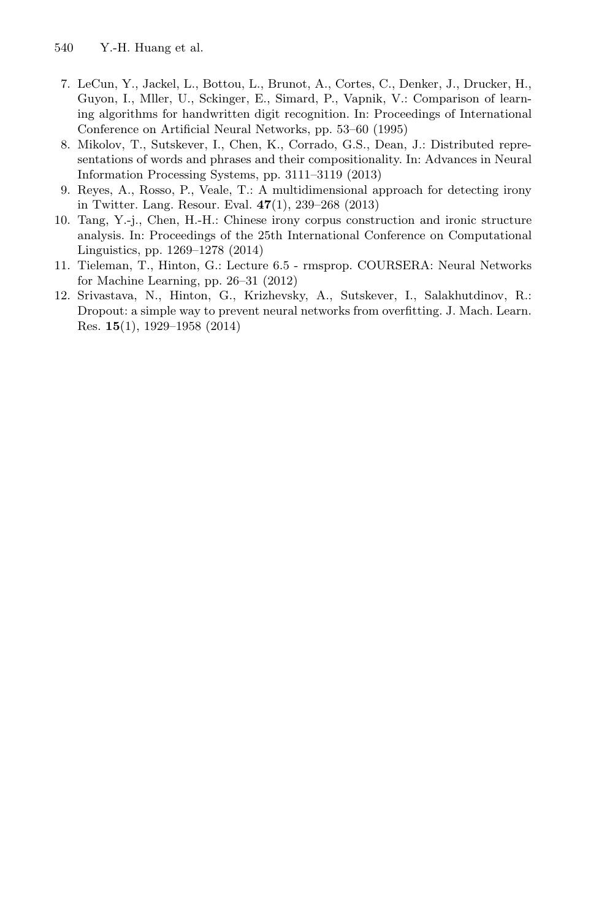7. LeCun, Y., Jackel, L., Bottou, L., Brunot, A., Cortes, C., Denker, J., Drucker, H., Guyon, I., Mller, U., Sckinger, E., Simard, P., Vapnik, V.: Comparison of learning algorithms for handwritten digit recognition. In: Proceedings of International Conference on Artificial Neural Networks, pp. 53–60 (1995)
8. Mikolov, T., Sutskever, I., Chen, K., Corrado, G.S., Dean, J.: Distributed representations of words and phrases and their compositionality. In: Advances in Neural Information Processing Systems, pp. 3111–3119 (2013)
9. Reyes, A., Rosso, P., Veale, T.: A multidimensional approach for detecting irony in Twitter. Lang. Resour. Eval. **47**(1), 239–268 (2013)
10. Tang, Y.-j., Chen, H.-H.: Chinese irony corpus construction and ironic structure analysis. In: Proceedings of the 25th International Conference on Computational Linguistics, pp. 1269–1278 (2014)
11. Tieleman, T., Hinton, G.: Lecture 6.5 - rmsprop. COURSERA: Neural Networks for Machine Learning, pp. 26–31 (2012)
12. Srivastava, N., Hinton, G., Krizhevsky, A., Sutskever, I., Salakhutdinov, R.: Dropout: a simple way to prevent neural networks from overfitting. J. Mach. Learn. Res. **15**(1), 1929–1958 (2014)